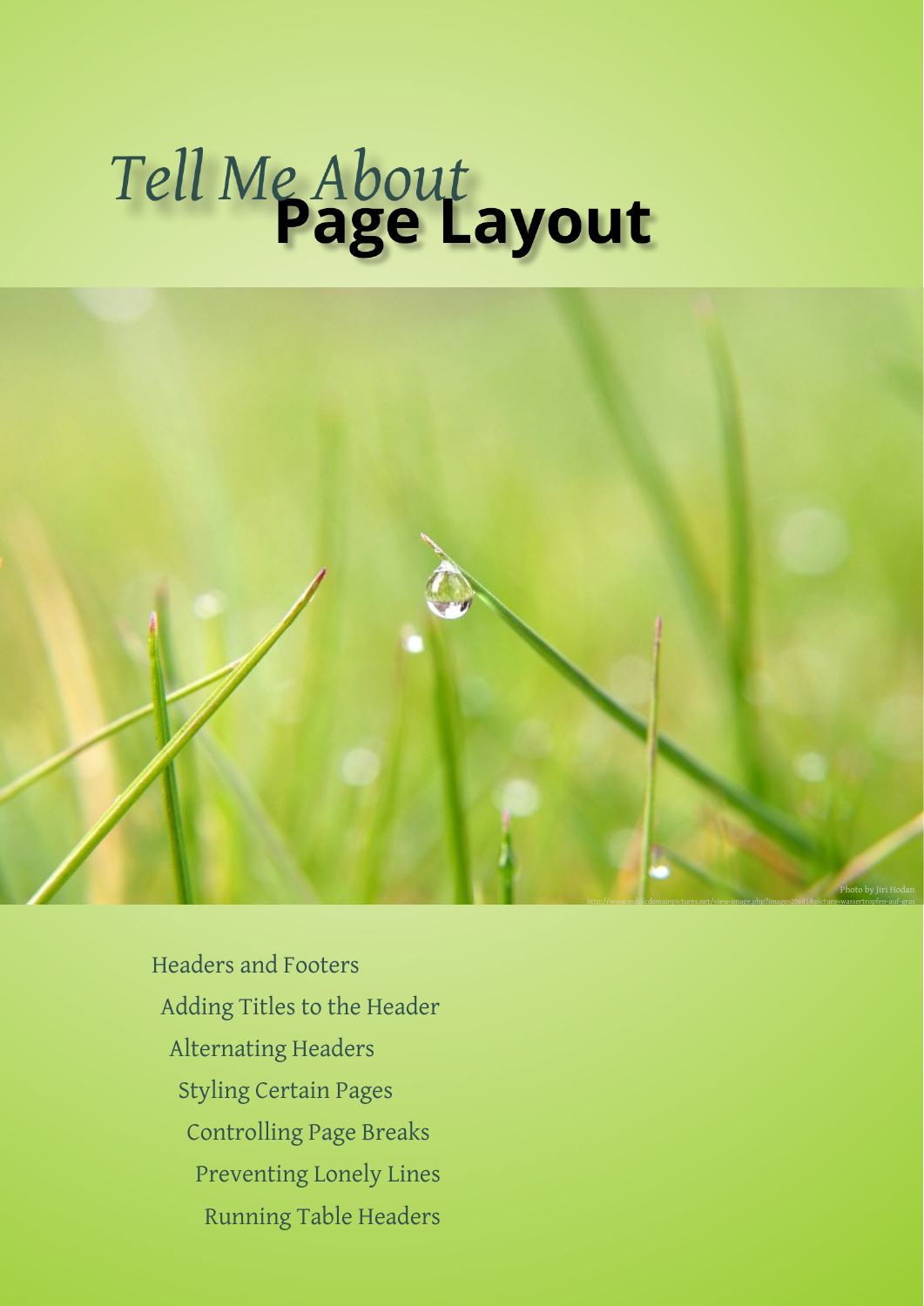# *Tell Me About* **Page Layout**

Photo by Jiri Hodan

Headers and Footers

Adding Titles to the Header

Alternating Headers

Styling Certain Pages

Controlling Page Breaks

Preventing Lonely Lines

Running Table Headers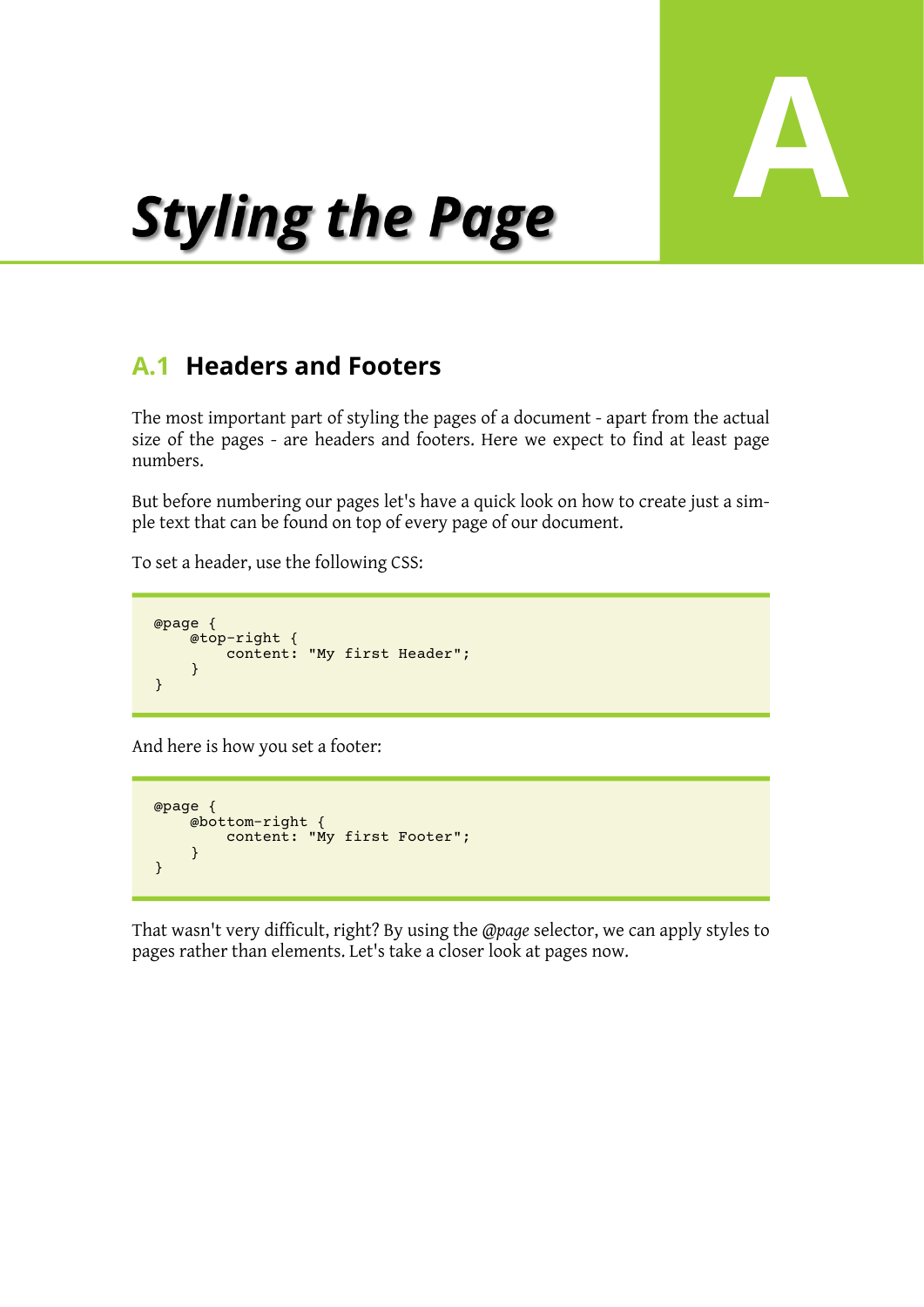# A Styling the Page

## A.1 Headers and Footers

The most important part of styling the pages of a document - apart from the actual size of the pages - are headers and footers. Here we expect to find at least page numbers.

But before numbering our pages let's have a quick look on how to create just a simple text that can be found on top of every page of our document.

To set a header, use the following CSS:

```
@page {
    @top-right {
        content: "My first Header";
    }
}
```

And here is how you set a footer:

```
@page {
    @bottom-right {
        content: "My first Footer";
    }
}
```

That wasn't very difficult, right? By using the *@page* selector, we can apply styles to pages rather than elements. Let's take a closer look at pages now.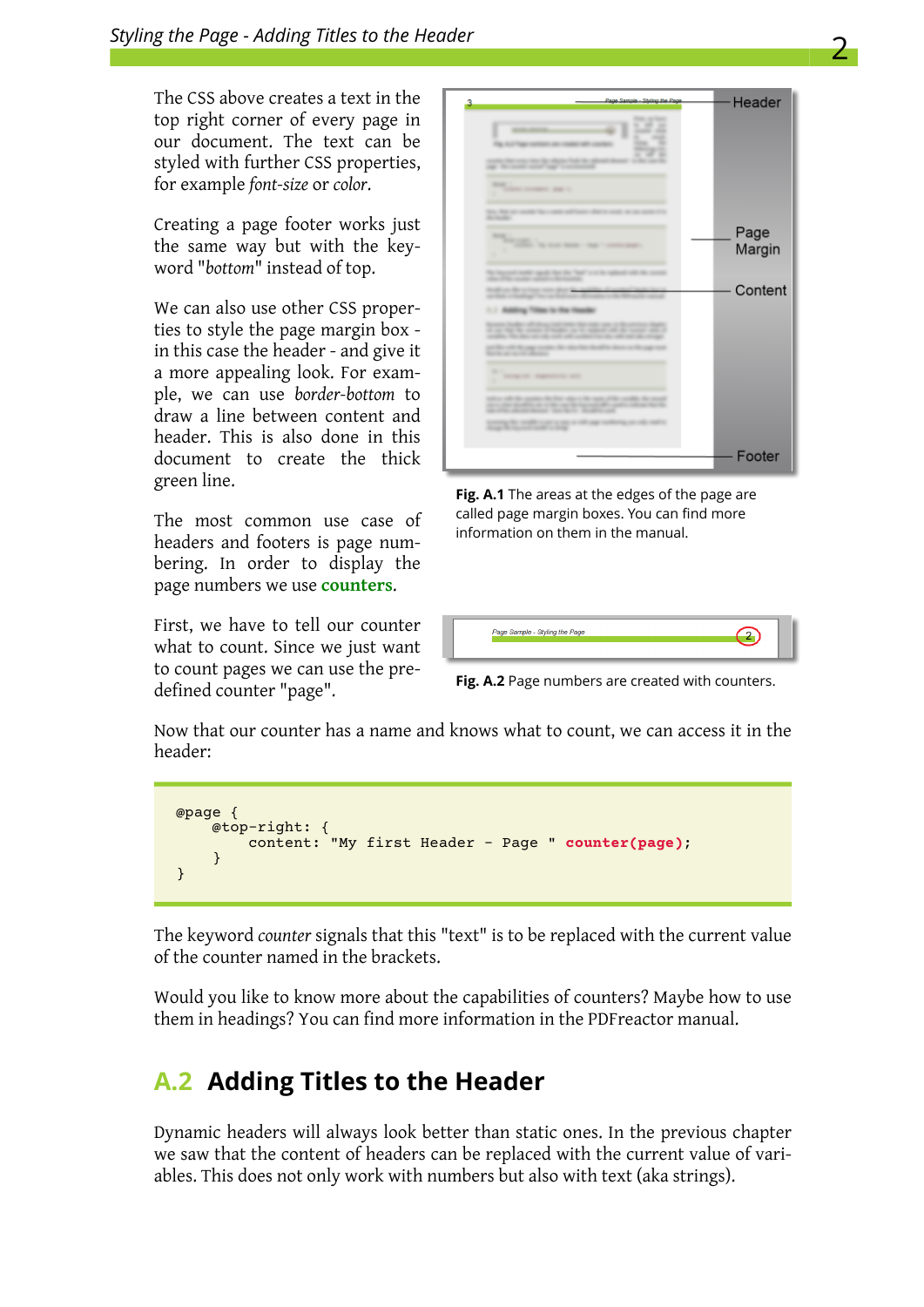The CSS above creates a text in the top right corner of every page in our document. The text can be styled with further CSS properties, for example *font-size* or *color*.

Creating a page footer works just the same way but with the keyword "*bottom*" instead of top.

We can also use other CSS properties to style the page margin box - in this case the header - and give it a more appealing look. For example, we can use *border-bottom* to draw a line between content and header. This is also done in this document to create the thick green line.

The most common use case of headers and footers is page numbering. In order to display the page numbers we use **counters**.

First, we have to tell our counter what to count. Since we just want to count pages we can use the predefined counter "page".

**Fig. A.1** The areas at the edges of the page are called page margin boxes. You can find more information on them in the manual.

**Fig. A.2** Page numbers are created with counters.

Now that our counter has a name and knows what to count, we can access it in the header:

```
@page {
    @top-right: {
        content: "My first Header - Page " counter(page);
    }
}
```

The keyword *counter* signals that this "text" is to be replaced with the current value of the counter named in the brackets.

Would you like to know more about the capabilities of counters? Maybe how to use them in headings? You can find more information in the PDFreactor manual.

## A.2 Adding Titles to the Header

Dynamic headers will always look better than static ones. In the previous chapter we saw that the content of headers can be replaced with the current value of variables. This does not only work with numbers but also with text (aka strings).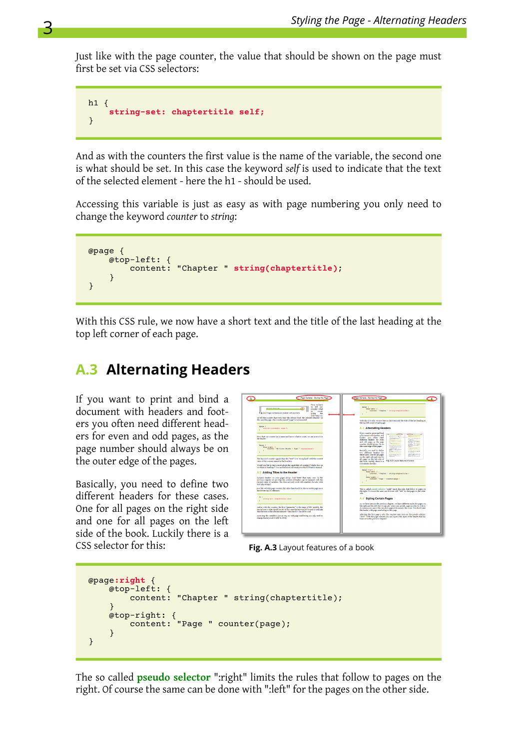Just like with the page counter, the value that should be shown on the page must first be set via CSS selectors:

```
h1 {
     string-set: chaptertitle self;
}
```

And as with the counters the first value is the name of the variable, the second one is what should be set. In this case the keyword *self* is used to indicate that the text of the selected element - here the h1 - should be used.

Accessing this variable is just as easy as with page numbering you only need to change the keyword *counter* to *string*:

```
@page {
     @top-left: {
          content: "Chapter " string(chaptertitle);
     }
}
```

With this CSS rule, we now have a short text and the title of the last heading at the top left corner of each page.

## A.3 Alternating Headers

If you want to print and bind a document with headers and footers you often need different headers for even and odd pages, as the page number should always be on the outer edge of the pages.

Basically, you need to define two different headers for these cases. One for all pages on the right side and one for all pages on the left side of the book. Luckily there is a CSS selector for this:

**Fig. A.3** Layout features of a book

```
@page:right {
     @top-left: {
          content: "Chapter " string(chaptertitle);
     }
     @top-right: {
          content: "Page " counter(page);
     }
}
```

The so called **pseudo selector** ":right" limits the rules that follow to pages on the right. Of course the same can be done with ":left" for the pages on the other side.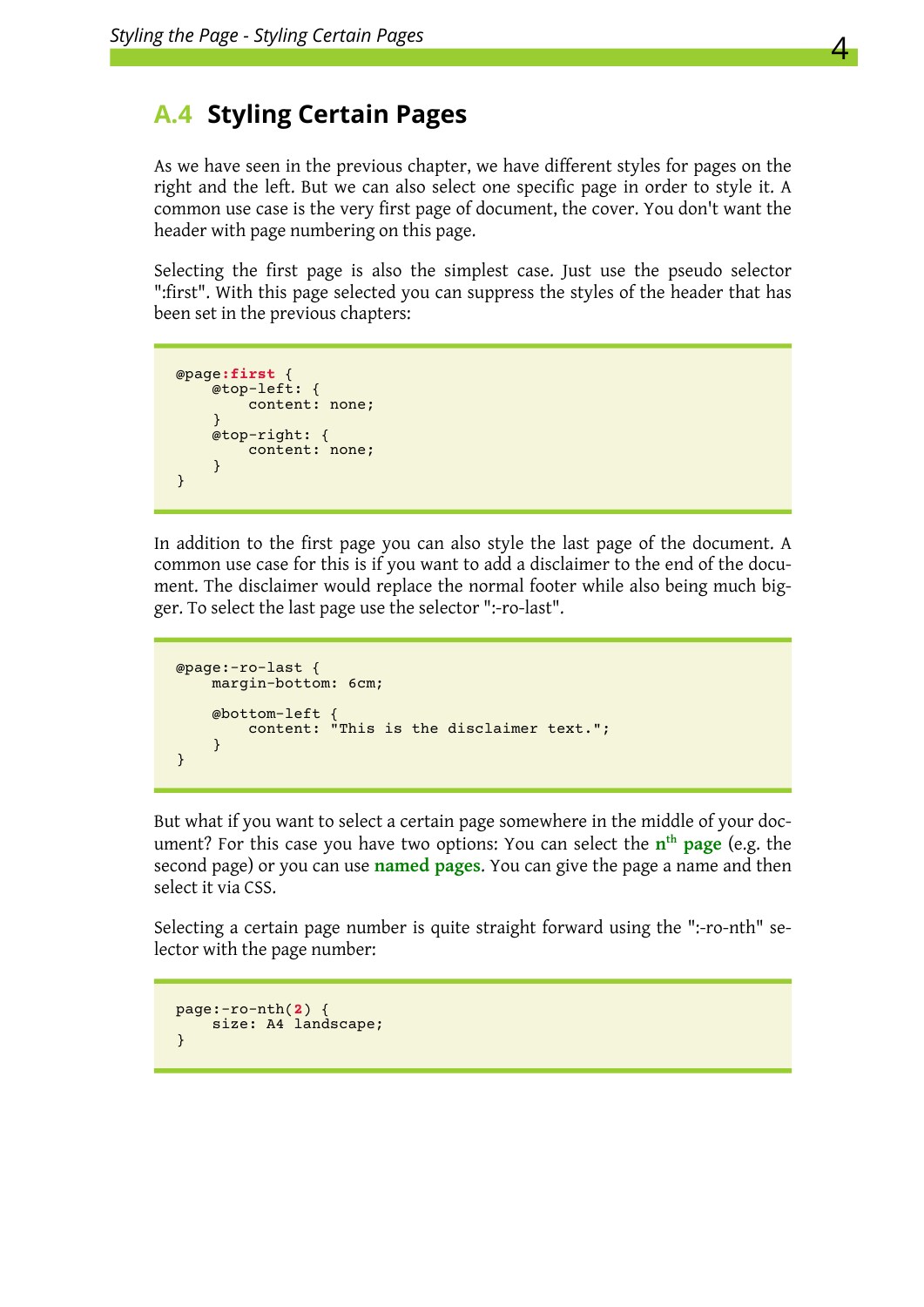## A.4 Styling Certain Pages

As we have seen in the previous chapter, we have different styles for pages on the right and the left. But we can also select one specific page in order to style it. A common use case is the very first page of document, the cover. You don't want the header with page numbering on this page.

Selecting the first page is also the simplest case. Just use the pseudo selector ":first". With this page selected you can suppress the styles of the header that has been set in the previous chapters:

```
@page:first {
    @top-left: {
        content: none;
    }
    @top-right: {
        content: none;
    }
}
```

In addition to the first page you can also style the last page of the document. A common use case for this is if you want to add a disclaimer to the end of the document. The disclaimer would replace the normal footer while also being much bigger. To select the last page use the selector ":-ro-last".

```
@page:-ro-last {
    margin-bottom: 6cm;

    @bottom-left {
        content: "This is the disclaimer text.";
    }
}
```

But what if you want to select a certain page somewhere in the middle of your document? For this case you have two options: You can select the **n$^{th}$ page** (e.g. the second page) or you can use **named pages**. You can give the page a name and then select it via CSS.

Selecting a certain page number is quite straight forward using the ":-ro-nth" selector with the page number:

```
page:-ro-nth(2) {
    size: A4 landscape;
}
```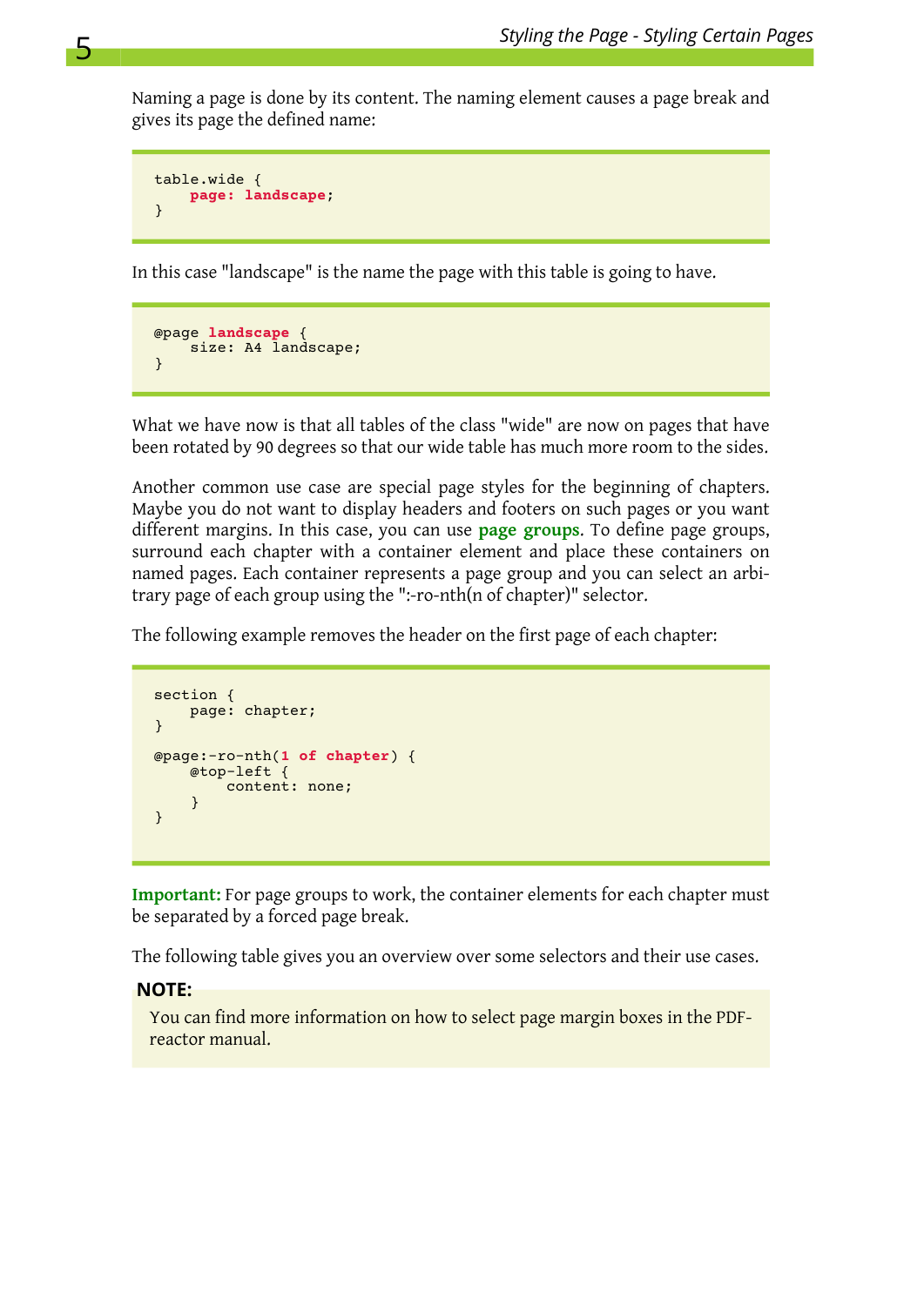Naming a page is done by its content. The naming element causes a page break and gives its page the defined name:

```
table.wide {
    page: landscape;
}
```

In this case "landscape" is the name the page with this table is going to have.

```
@page landscape {
    size: A4 landscape;
}
```

What we have now is that all tables of the class "wide" are now on pages that have been rotated by 90 degrees so that our wide table has much more room to the sides.

Another common use case are special page styles for the beginning of chapters. Maybe you do not want to display headers and footers on such pages or you want different margins. In this case, you can use **page groups**. To define page groups, surround each chapter with a container element and place these containers on named pages. Each container represents a page group and you can select an arbitrary page of each group using the ":-ro-nth(n of chapter)" selector.

The following example removes the header on the first page of each chapter:

```
section {
    page: chapter;
}

@page:-ro-nth(1 of chapter) {
    @top-left {
        content: none;
    }
}
```

**Important:** For page groups to work, the container elements for each chapter must be separated by a forced page break.

The following table gives you an overview over some selectors and their use cases.

**NOTE:**

You can find more information on how to select page margin boxes in the PDFreactor manual.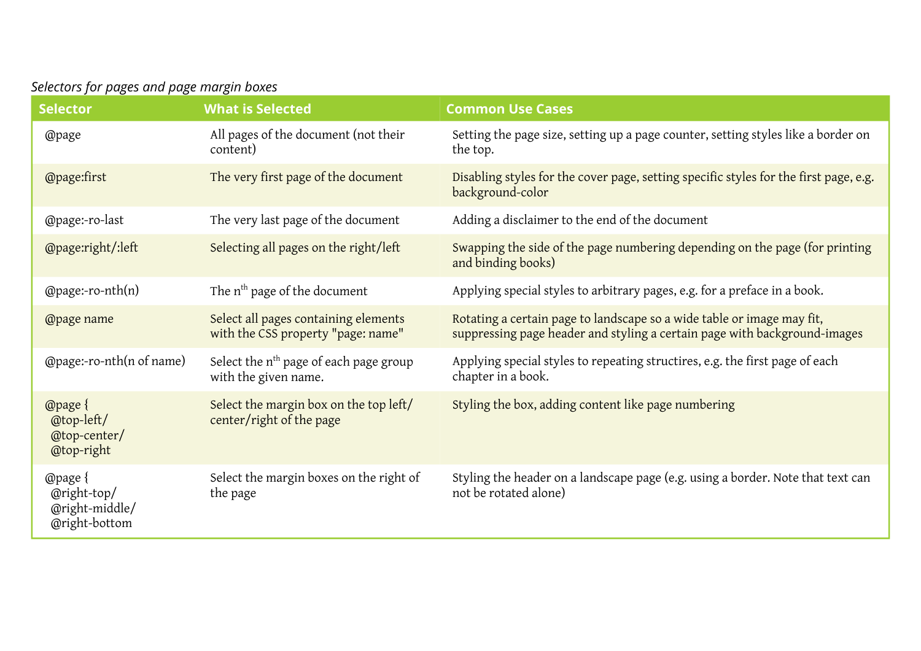*Selectors for pages and page margin boxes*

| Selector | What is Selected | Common Use Cases |
| --- | --- | --- |
| @page | All pages of the document (not their content) | Setting the page size, setting up a page counter, setting styles like a border on the top. |
| @page:first | The very first page of the document | Disabling styles for the cover page, setting specific styles for the first page, e.g. background-color |
| @page:-ro-last | The very last page of the document | Adding a disclaimer to the end of the document |
| @page:right/:left | Selecting all pages on the right/left | Swapping the side of the page numbering depending on the page (for printing and binding books) |
| @page:-ro-nth(n) | The $n^{th}$ page of the document | Applying special styles to arbitrary pages, e.g. for a preface in a book. |
| @page name | Select all pages containing elements with the CSS property "page: name" | Rotating a certain page to landscape so a wide table or image may fit, suppressing page header and styling a certain page with background-images |
| @page:-ro-nth(n of name) | Select the $n^{th}$ page of each page group with the given name. | Applying special styles to repeating structires, e.g. the first page of each chapter in a book. |
| @page { @top-left/ @top-center/ @top-right | Select the margin box on the top left/ center/right of the page | Styling the box, adding content like page numbering |
| @page { @right-top/ @right-middle/ @right-bottom | Select the margin boxes on the right of the page | Styling the header on a landscape page (e.g. using a border. Note that text can not be rotated alone) |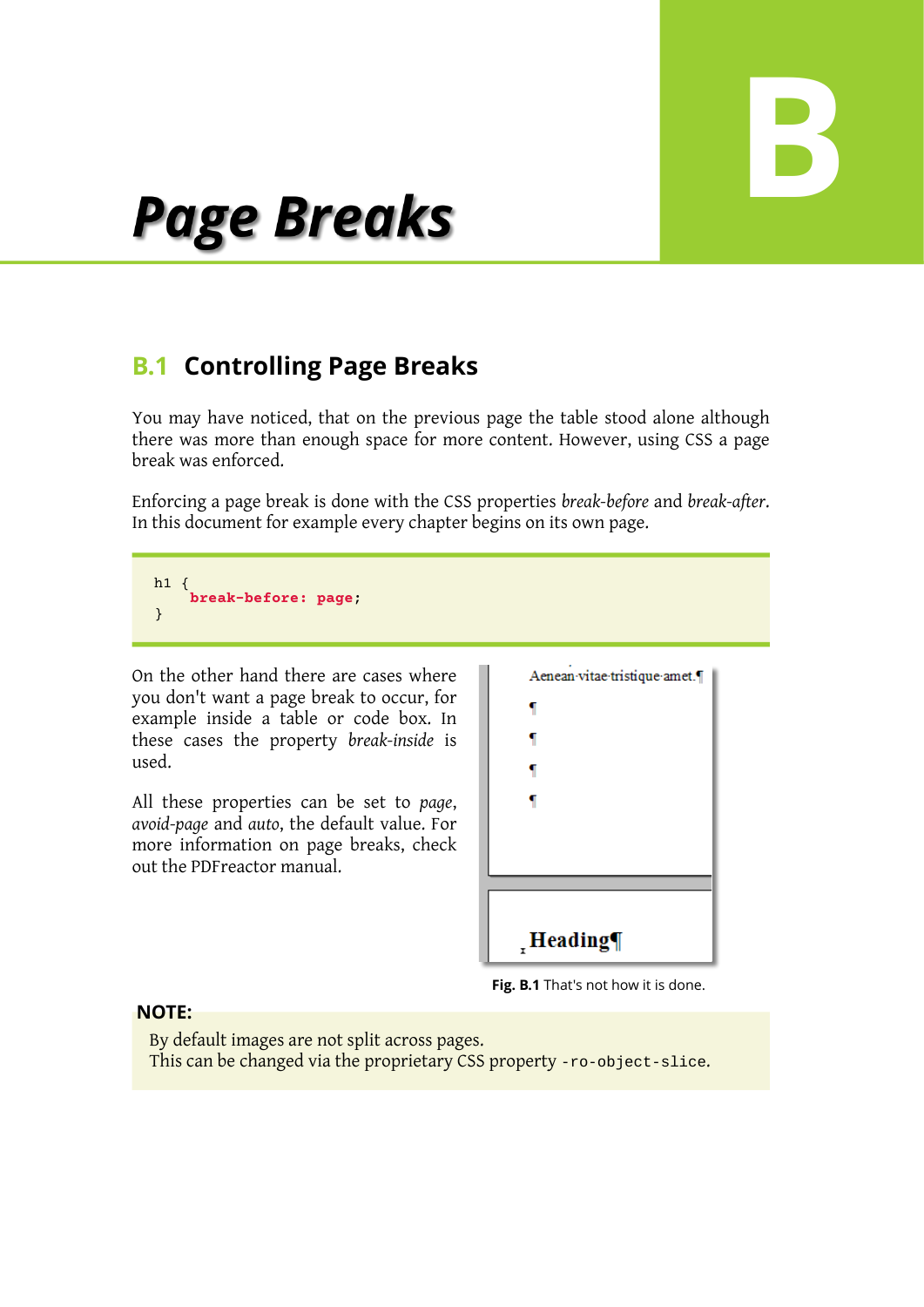# B Page Breaks

## B.1 Controlling Page Breaks

You may have noticed, that on the previous page the table stood alone although there was more than enough space for more content. However, using CSS a page break was enforced.

Enforcing a page break is done with the CSS properties *break-before* and *break-after*. In this document for example every chapter begins on its own page.

```
h1 {
   break-before: page;
}
```

On the other hand there are cases where you don't want a page break to occur, for example inside a table or code box. In these cases the property *break-inside* is used.

All these properties can be set to *page*, *avoid-page* and *auto*, the default value. For more information on page breaks, check out the PDFreactor manual.

**Fig. B.1** That's not how it is done.

**NOTE:**

By default images are not split across pages.
This can be changed via the proprietary CSS property `-ro-object-slice`.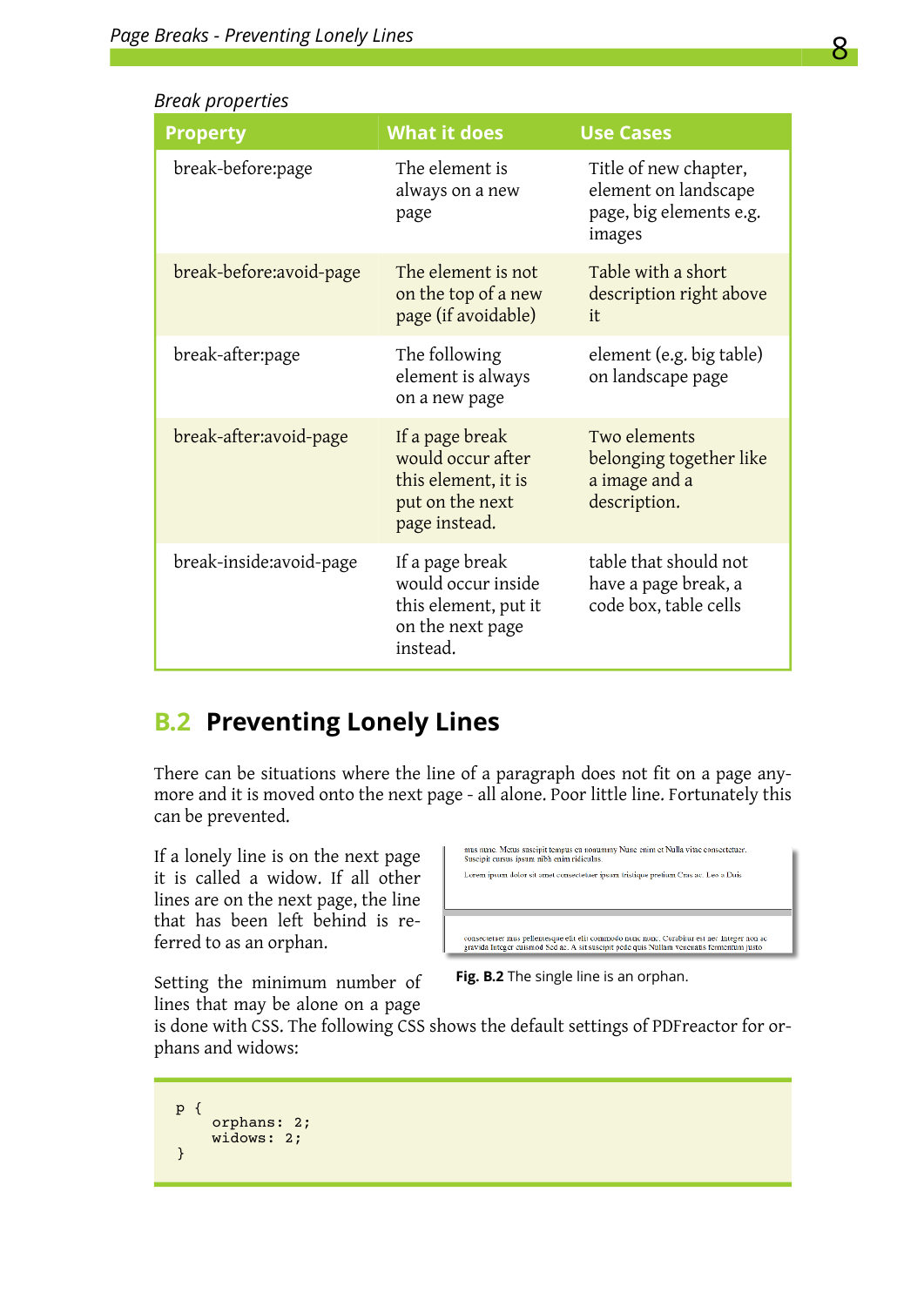*Break properties*

| Property | What it does | Use Cases |
|---|---|---|
| break-before:page | The element is always on a new page | Title of new chapter, element on landscape page, big elements e.g. images |
| break-before:avoid-page | The element is not on the top of a new page (if avoidable) | Table with a short description right above it |
| break-after:page | The following element is always on a new page | element (e.g. big table) on landscape page |
| break-after:avoid-page | If a page break would occur after this element, it is put on the next page instead. | Two elements belonging together like a image and a description. |
| break-inside:avoid-page | If a page break would occur inside this element, put it on the next page instead. | table that should not have a page break, a code box, table cells |

## B.2 Preventing Lonely Lines

There can be situations where the line of a paragraph does not fit on a page anymore and it is moved onto the next page - all alone. Poor little line. Fortunately this can be prevented.

If a lonely line is on the next page it is called a widow. If all other lines are on the next page, the line that has been left behind is referred to as an orphan.

**Fig. B.2** The single line is an orphan.

Setting the minimum number of lines that may be alone on a page is done with CSS. The following CSS shows the default settings of PDFreactor for orphans and widows:

```
p {
    orphans: 2;
    widows: 2;
}
```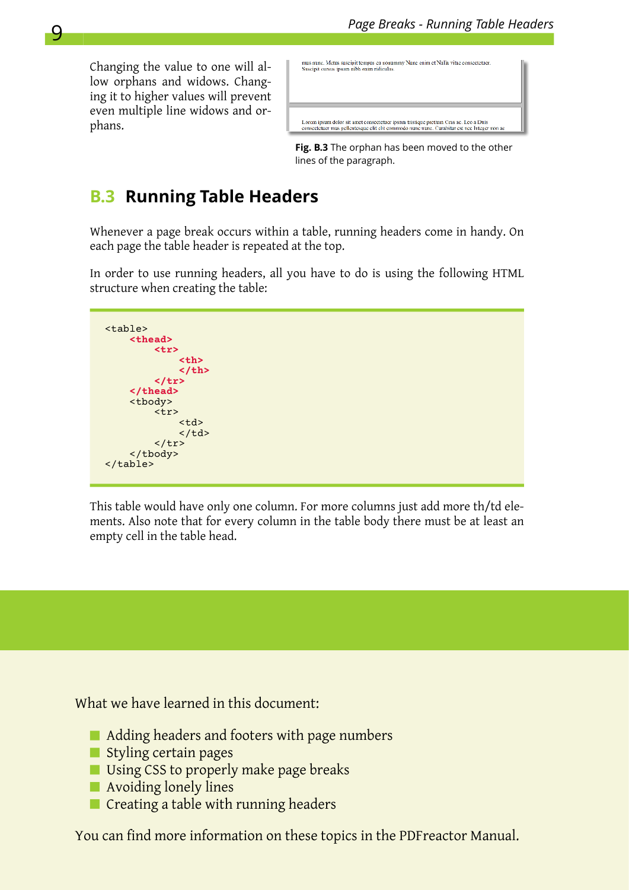Changing the value to one will allow orphans and widows. Changing it to higher values will prevent even multiple line widows and orphans.

mus nunc. Metus suscipit tempus eu nonummy Nunc enim et Nulla vitae consectetuer. Suscipit cursus ipsum nibh enim ridiculus.

Lorem ipsum dolor sit amet consectetuer ipsum tristique pretium Cras ac. Leo a Duis consectetuer mus pellentesque elit elit commodo nunc nunc. Curabitur est nec Integer non ac

**Fig. B.3** The orphan has been moved to the other lines of the paragraph.

## B.3 Running Table Headers

Whenever a page break occurs within a table, running headers come in handy. On each page the table header is repeated at the top.

In order to use running headers, all you have to do is using the following HTML structure when creating the table:

```
<table>
    <thead>
        <tr>
            <th>
            </th>
        </tr>
    </thead>
    <tbody>
        <tr>
            <td>
            </td>
        </tr>
    </tbody>
</table>
```

This table would have only one column. For more columns just add more th/td elements. Also note that for every column in the table body there must be at least an empty cell in the table head.

What we have learned in this document:

- Adding headers and footers with page numbers
- Styling certain pages
- Using CSS to properly make page breaks
- Avoiding lonely lines
- Creating a table with running headers

You can find more information on these topics in the PDFreactor Manual.